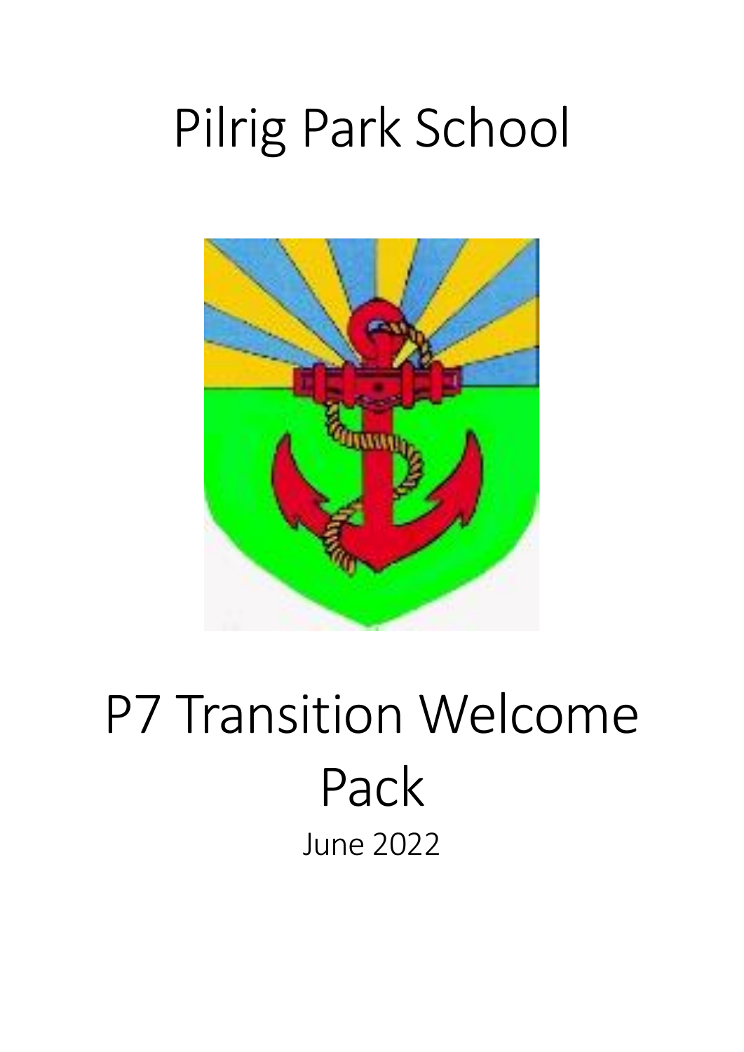# Pilrig Park School

# P7 Transition Welcome Pack

June 2022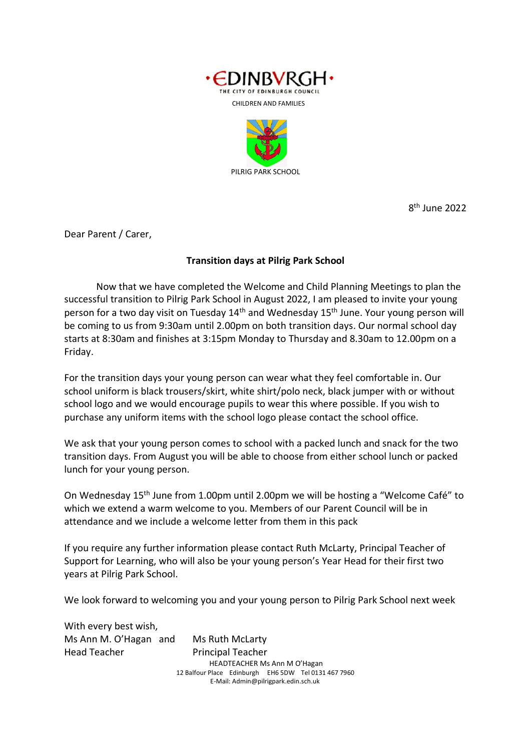·EDINBVRGH·
THE CITY OF EDINBURGH COUNCIL

CHILDREN AND FAMILIES

PILRIG PARK SCHOOL

8th June 2022

Dear Parent / Carer,

**Transition days at Pilrig Park School**

Now that we have completed the Welcome and Child Planning Meetings to plan the successful transition to Pilrig Park School in August 2022, I am pleased to invite your young person for a two day visit on Tuesday 14th and Wednesday 15th June. Your young person will be coming to us from 9:30am until 2.00pm on both transition days. Our normal school day starts at 8:30am and finishes at 3:15pm Monday to Thursday and 8.30am to 12.00pm on a Friday.

For the transition days your young person can wear what they feel comfortable in. Our school uniform is black trousers/skirt, white shirt/polo neck, black jumper with or without school logo and we would encourage pupils to wear this where possible. If you wish to purchase any uniform items with the school logo please contact the school office.

We ask that your young person comes to school with a packed lunch and snack for the two transition days. From August you will be able to choose from either school lunch or packed lunch for your young person.

On Wednesday 15th June from 1.00pm until 2.00pm we will be hosting a "Welcome Café" to which we extend a warm welcome to you. Members of our Parent Council will be in attendance and we include a welcome letter from them in this pack

If you require any further information please contact Ruth McLarty, Principal Teacher of Support for Learning, who will also be your young person's Year Head for their first two years at Pilrig Park School.

We look forward to welcoming you and your young person to Pilrig Park School next week

With every best wish,

Ms Ann M. O'Hagan and Ms Ruth McLarty

Head Teacher Principal Teacher

HEADTEACHER Ms Ann M O'Hagan
12 Balfour Place Edinburgh EH6 5DW Tel 0131 467 7960
E-Mail: Admin@pilrigpark.edin.sch.uk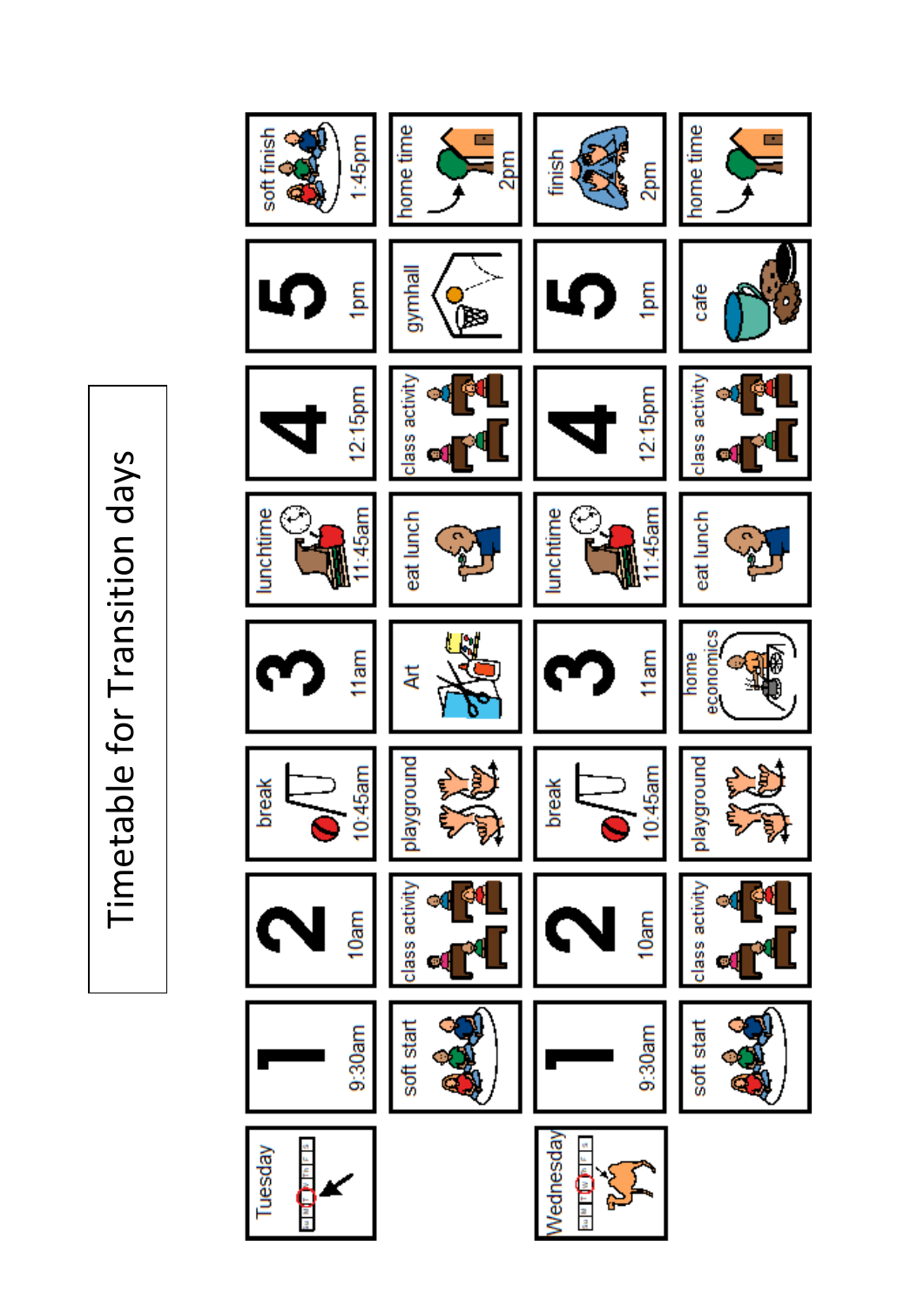# Timetable for Transition days

| Tuesday | 1 9:30am | 2 10am | break 10:45am | 3 11am | lunchtime 11:45am | 4 12:15pm | 5 1pm | soft finish 1:45pm |
|---|---|---|---|---|---|---|---|---|
| | soft start | class activity | playground | Art | eat lunch | class activity | gymhall | home time 2pm |
| **Wednesday** | 1 9:30am | 2 10am | break 10:45am | 3 11am | lunchtime 11:45am | 4 12:15pm | 5 1pm | finish 2pm |
| | soft start | class activity | playground | home economics | eat lunch | class activity | cafe | home time |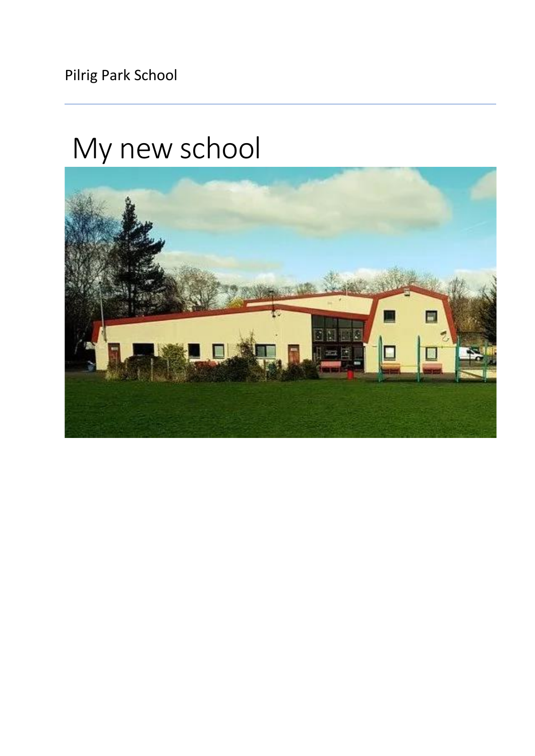Pilrig Park School

# My new school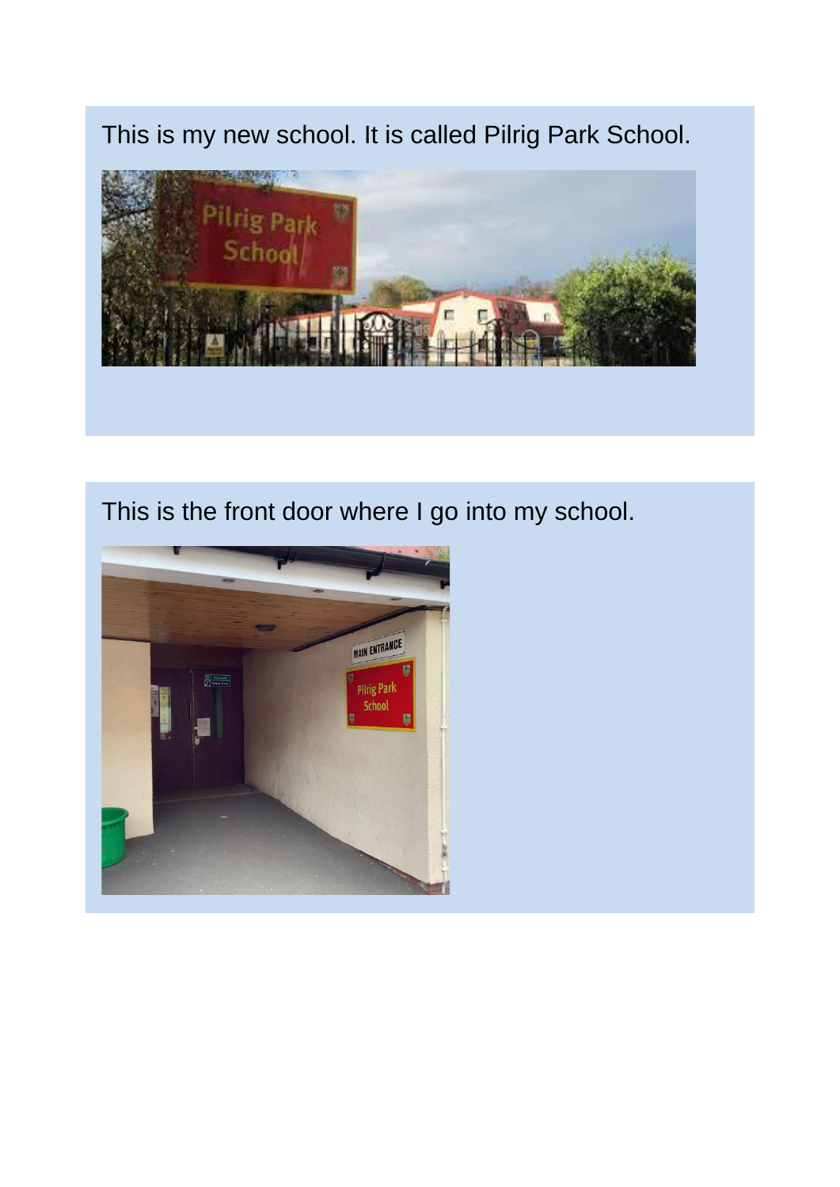This is my new school. It is called Pilrig Park School.

This is the front door where I go into my school.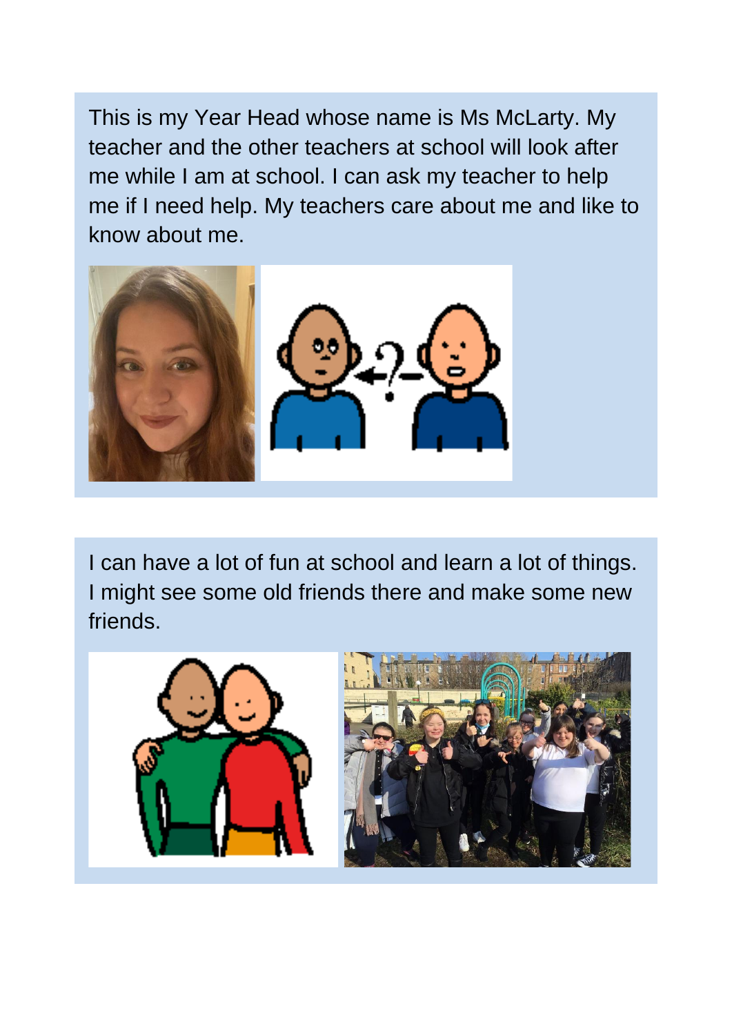This is my Year Head whose name is Ms McLarty. My teacher and the other teachers at school will look after me while I am at school. I can ask my teacher to help me if I need help. My teachers care about me and like to know about me.

I can have a lot of fun at school and learn a lot of things. I might see some old friends there and make some new friends.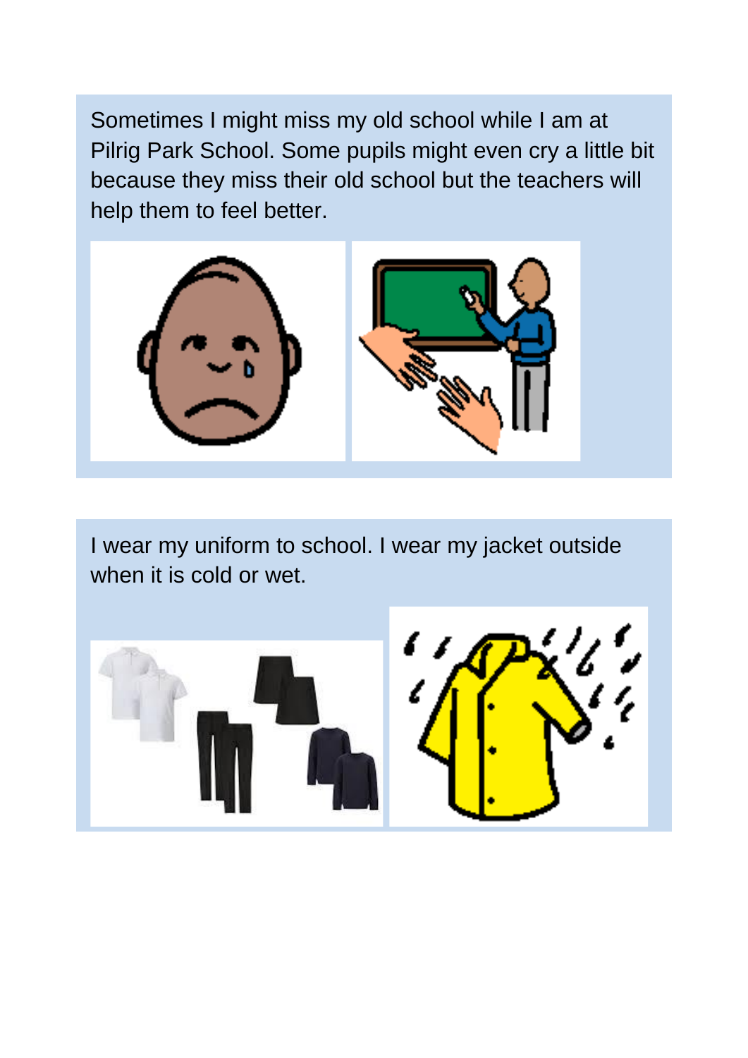Sometimes I might miss my old school while I am at Pilrig Park School. Some pupils might even cry a little bit because they miss their old school but the teachers will help them to feel better.

I wear my uniform to school. I wear my jacket outside when it is cold or wet.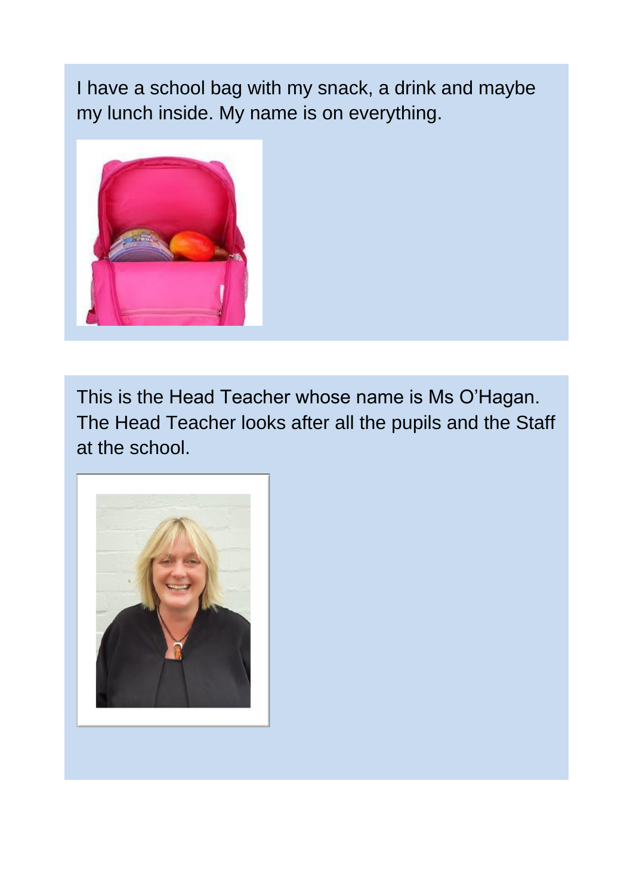I have a school bag with my snack, a drink and maybe my lunch inside. My name is on everything.

This is the Head Teacher whose name is Ms O'Hagan. The Head Teacher looks after all the pupils and the Staff at the school.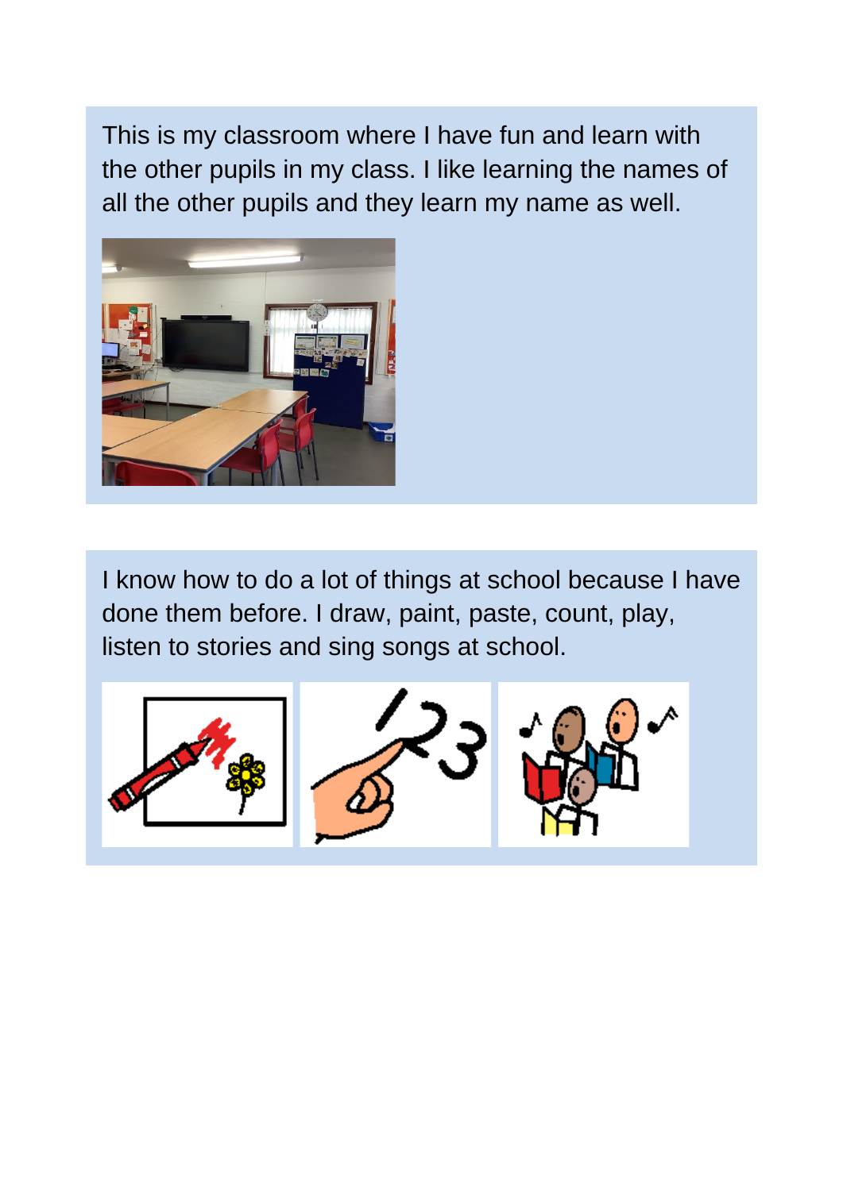This is my classroom where I have fun and learn with the other pupils in my class. I like learning the names of all the other pupils and they learn my name as well.

I know how to do a lot of things at school because I have done them before. I draw, paint, paste, count, play, listen to stories and sing songs at school.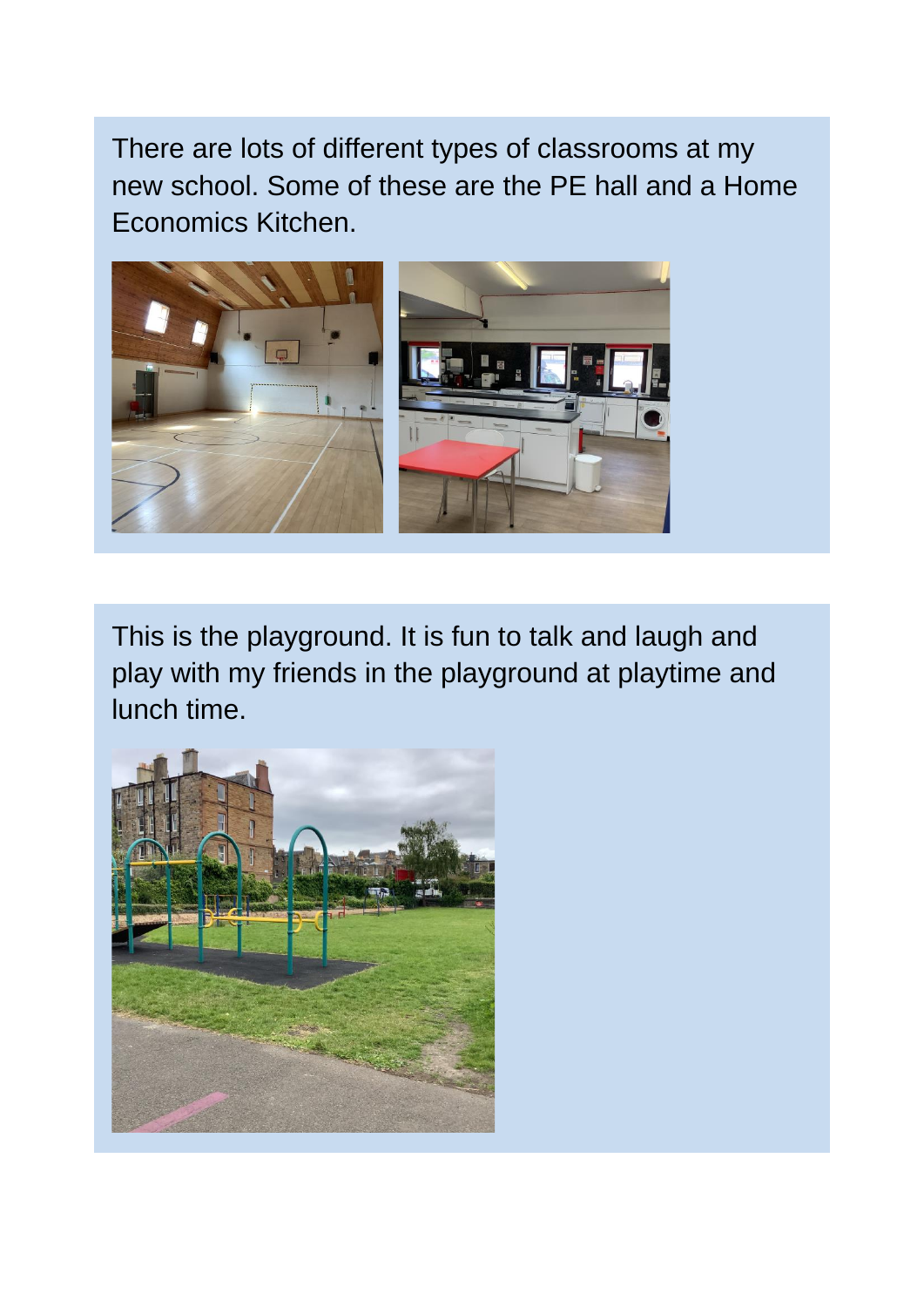There are lots of different types of classrooms at my new school. Some of these are the PE hall and a Home Economics Kitchen.

This is the playground. It is fun to talk and laugh and play with my friends in the playground at playtime and lunch time.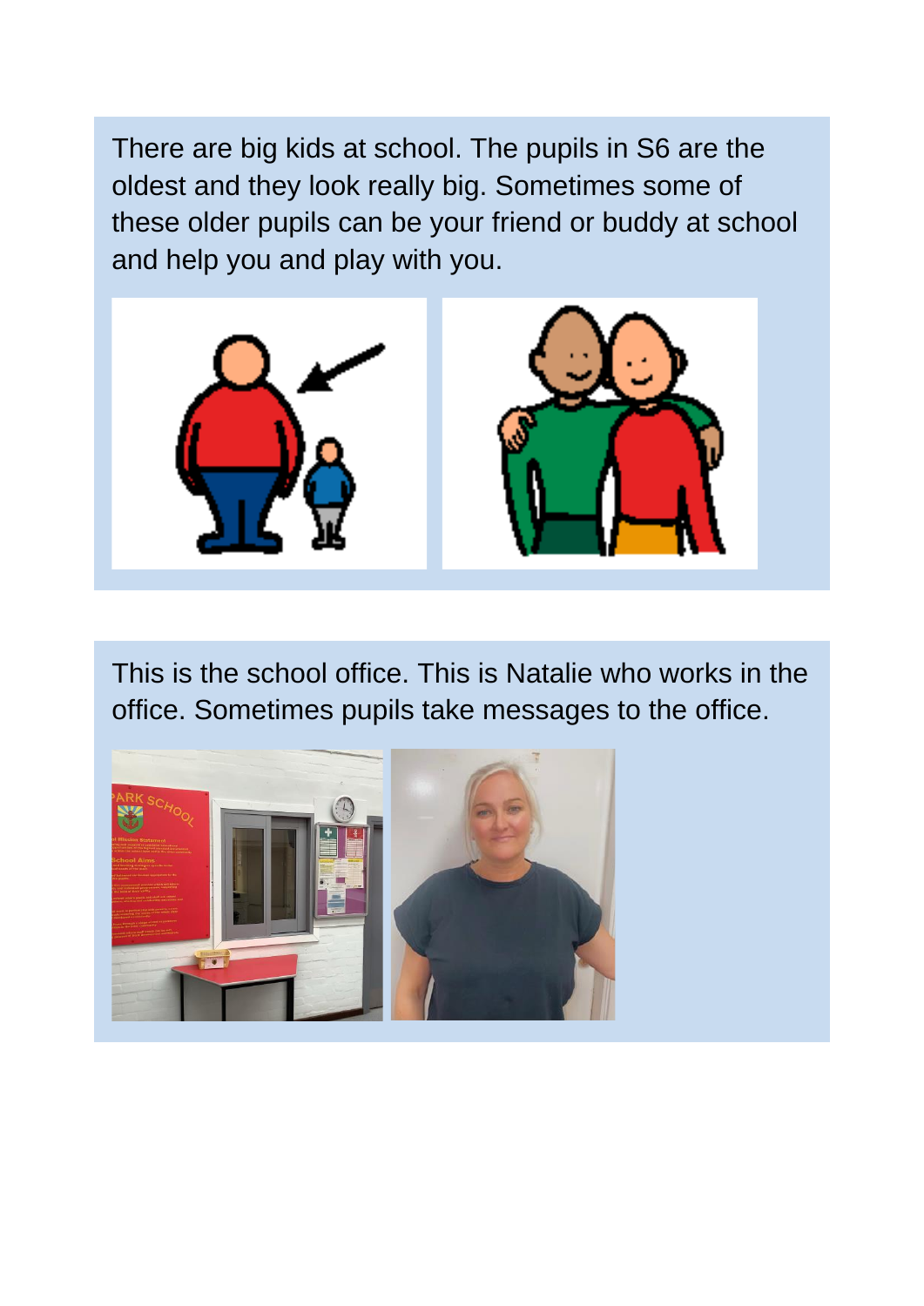There are big kids at school. The pupils in S6 are the oldest and they look really big. Sometimes some of these older pupils can be your friend or buddy at school and help you and play with you.

This is the school office. This is Natalie who works in the office. Sometimes pupils take messages to the office.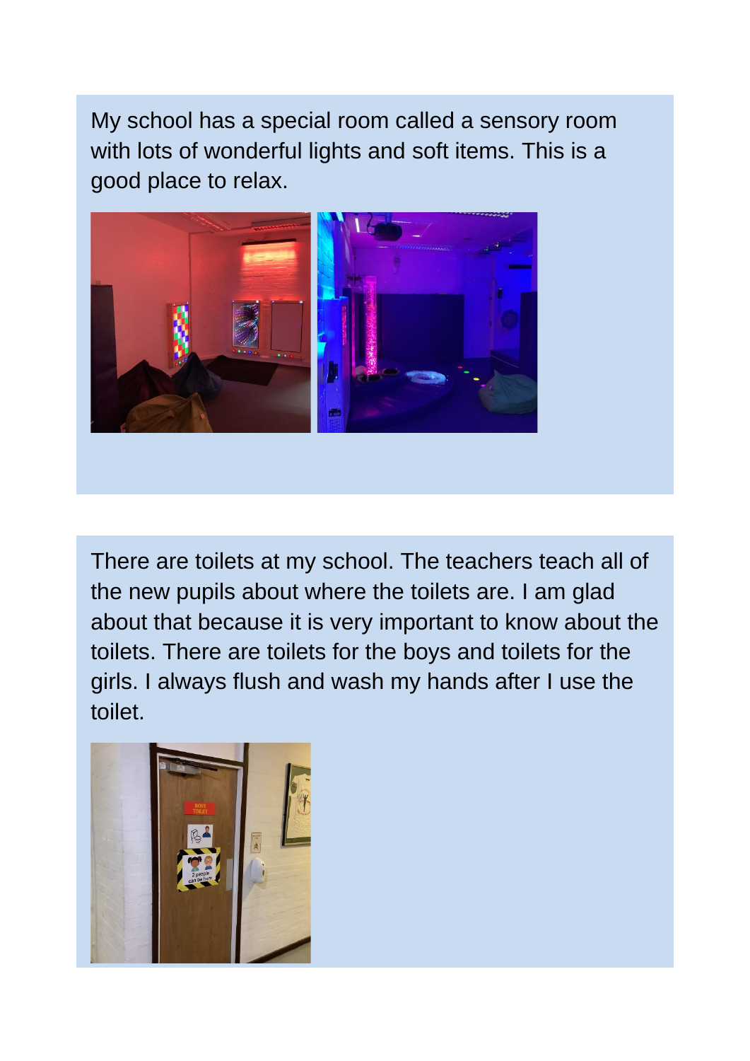My school has a special room called a sensory room with lots of wonderful lights and soft items. This is a good place to relax.

There are toilets at my school. The teachers teach all of the new pupils about where the toilets are. I am glad about that because it is very important to know about the toilets. There are toilets for the boys and toilets for the girls. I always flush and wash my hands after I use the toilet.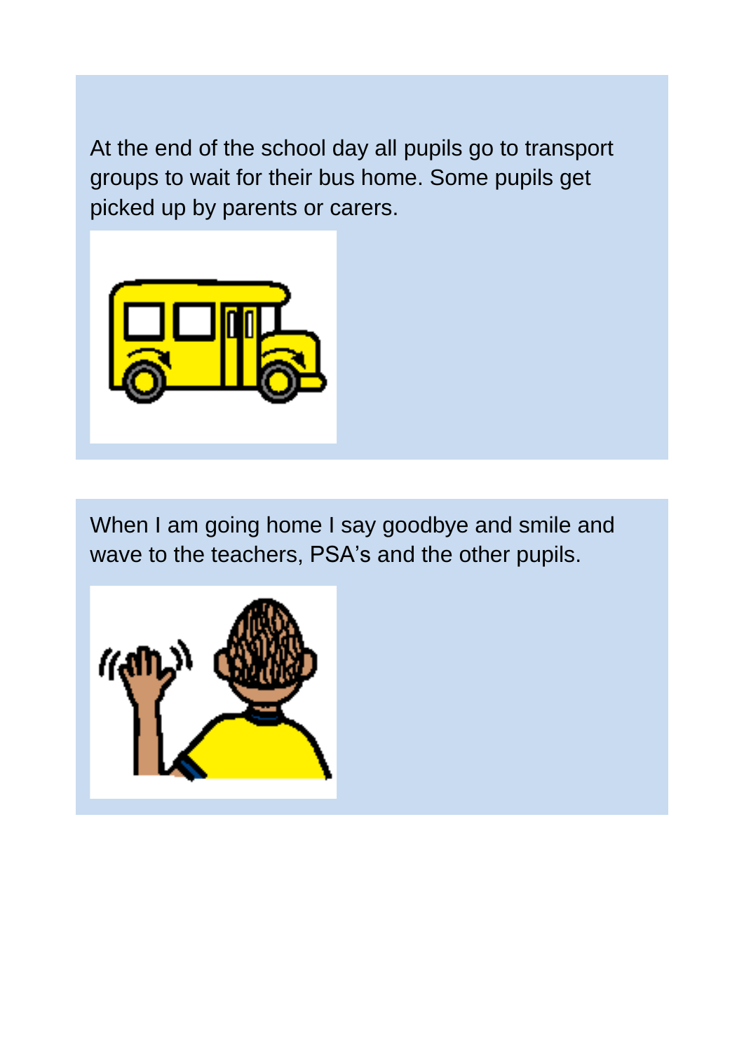At the end of the school day all pupils go to transport groups to wait for their bus home. Some pupils get picked up by parents or carers.

When I am going home I say goodbye and smile and wave to the teachers, PSA's and the other pupils.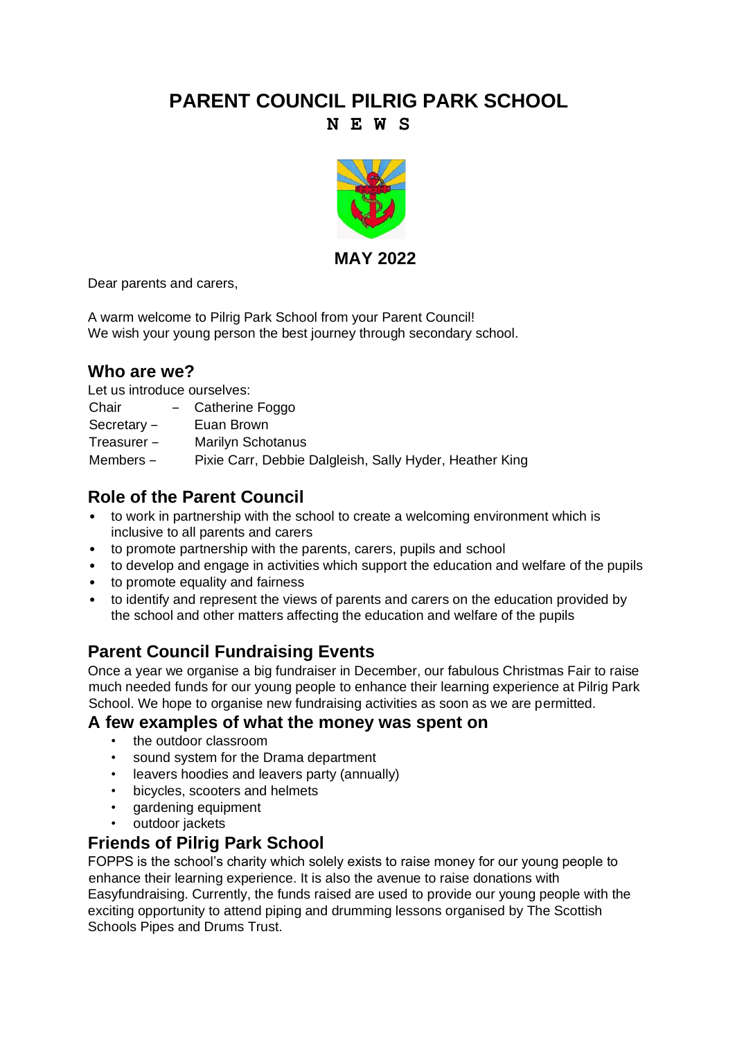# PARENT COUNCIL PILRIG PARK SCHOOL

**N E W S**

**MAY 2022**

Dear parents and carers,

A warm welcome to Pilrig Park School from your Parent Council!
We wish your young person the best journey through secondary school.

## Who are we?

Let us introduce ourselves:

Chair – Catherine Foggo
Secretary – Euan Brown
Treasurer – Marilyn Schotanus
Members – Pixie Carr, Debbie Dalgleish, Sally Hyder, Heather King

## Role of the Parent Council

- to work in partnership with the school to create a welcoming environment which is inclusive to all parents and carers
- to promote partnership with the parents, carers, pupils and school
- to develop and engage in activities which support the education and welfare of the pupils
- to promote equality and fairness
- to identify and represent the views of parents and carers on the education provided by the school and other matters affecting the education and welfare of the pupils

## Parent Council Fundraising Events

Once a year we organise a big fundraiser in December, our fabulous Christmas Fair to raise much needed funds for our young people to enhance their learning experience at Pilrig Park School. We hope to organise new fundraising activities as soon as we are permitted.

## A few examples of what the money was spent on

- the outdoor classroom
- sound system for the Drama department
- leavers hoodies and leavers party (annually)
- bicycles, scooters and helmets
- gardening equipment
- outdoor jackets

## Friends of Pilrig Park School

FOPPS is the school's charity which solely exists to raise money for our young people to enhance their learning experience. It is also the avenue to raise donations with Easyfundraising. Currently, the funds raised are used to provide our young people with the exciting opportunity to attend piping and drumming lessons organised by The Scottish Schools Pipes and Drums Trust.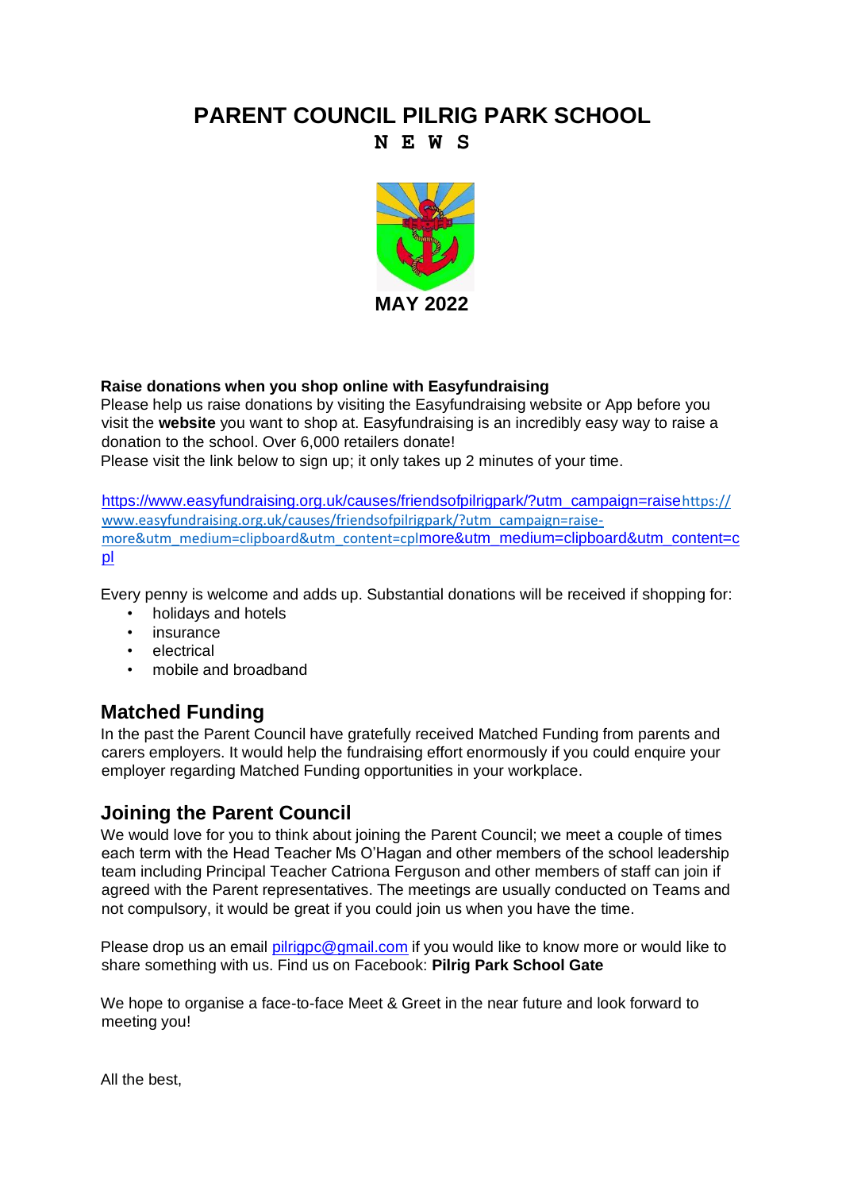# PARENT COUNCIL PILRIG PARK SCHOOL

**N E W S**

**MAY 2022**

**Raise donations when you shop online with Easyfundraising**

Please help us raise donations by visiting the Easyfundraising website or App before you visit the **website** you want to shop at. Easyfundraising is an incredibly easy way to raise a donation to the school. Over 6,000 retailers donate!

Please visit the link below to sign up; it only takes up 2 minutes of your time.

https://www.easyfundraising.org.uk/causes/friendsofpilrigpark/?utm_campaign=raisehttps://www.easyfundraising.org.uk/causes/friendsofpilrigpark/?utm_campaign=raise-more&utm_medium=clipboard&utm_content=cplmore&utm_medium=clipboard&utm_content=cpl

Every penny is welcome and adds up. Substantial donations will be received if shopping for:

- holidays and hotels
- insurance
- electrical
- mobile and broadband

## Matched Funding

In the past the Parent Council have gratefully received Matched Funding from parents and carers employers. It would help the fundraising effort enormously if you could enquire your employer regarding Matched Funding opportunities in your workplace.

## Joining the Parent Council

We would love for you to think about joining the Parent Council; we meet a couple of times each term with the Head Teacher Ms O'Hagan and other members of the school leadership team including Principal Teacher Catriona Ferguson and other members of staff can join if agreed with the Parent representatives. The meetings are usually conducted on Teams and not compulsory, it would be great if you could join us when you have the time.

Please drop us an email pilrigpc@gmail.com if you would like to know more or would like to share something with us. Find us on Facebook: **Pilrig Park School Gate**

We hope to organise a face-to-face Meet & Greet in the near future and look forward to meeting you!

All the best,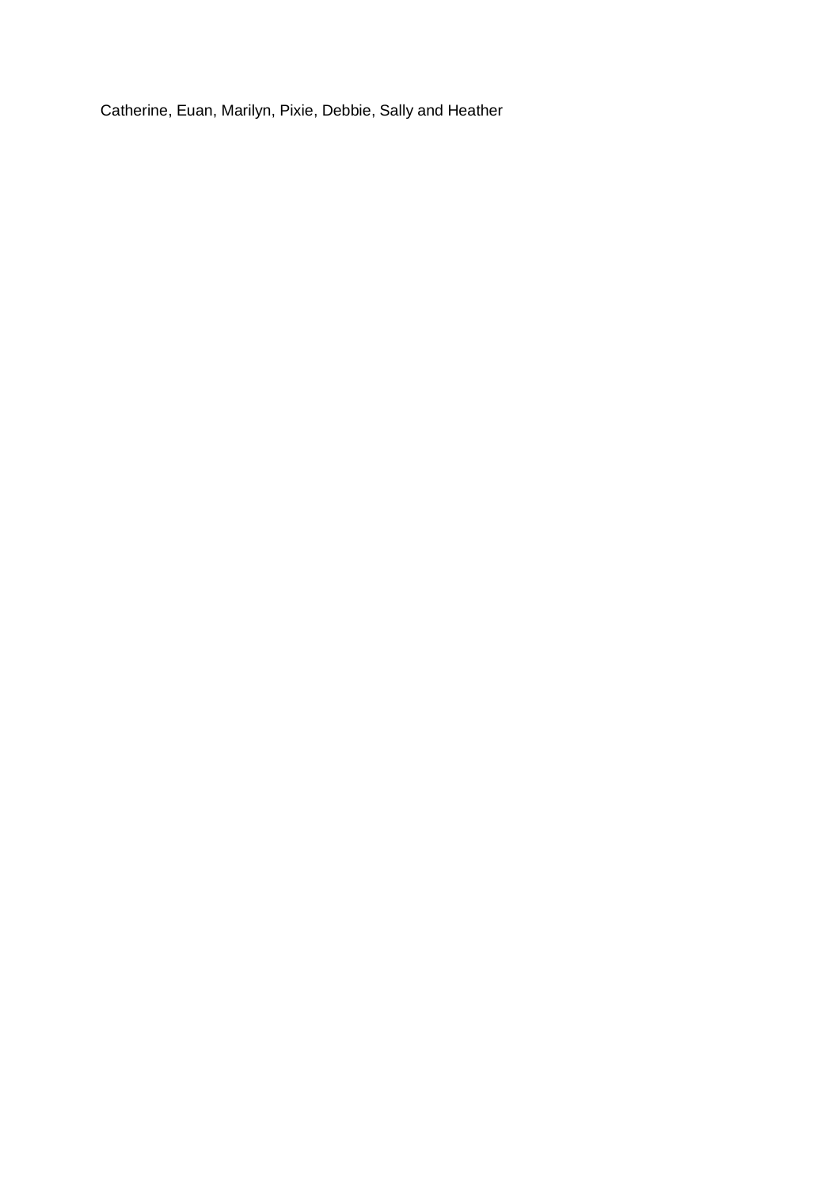Catherine, Euan, Marilyn, Pixie, Debbie, Sally and Heather